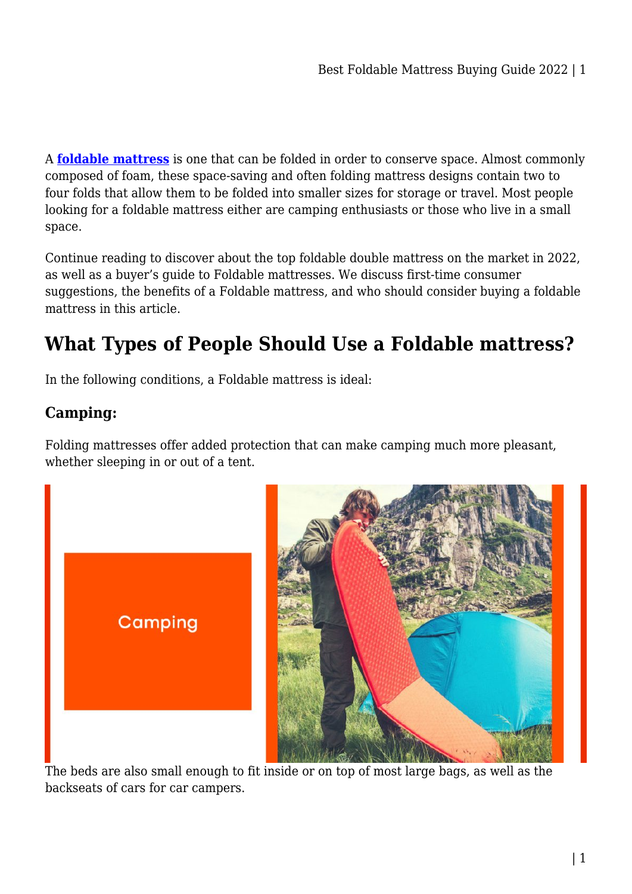A **[foldable mattress]** is one that can be folded in order to conserve space. Almost commonly composed of foam, these space-saving and often folding mattress designs contain two to four folds that allow them to be folded into smaller sizes for storage or travel. Most people looking for a foldable mattress either are camping enthusiasts or those who live in a small space.

Continue reading to discover about the top foldable double mattress on the market in 2022, as well as a buyer's guide to Foldable mattresses. We discuss first-time consumer suggestions, the benefits of a Foldable mattress, and who should consider buying a foldable mattress in this article.

## What Types of People Should Use a Foldable mattress?

In the following conditions, a Foldable mattress is ideal:

### Camping:

Folding mattresses offer added protection that can make camping much more pleasant, whether sleeping in or out of a tent.

The beds are also small enough to fit inside or on top of most large bags, as well as the backseats of cars for car campers.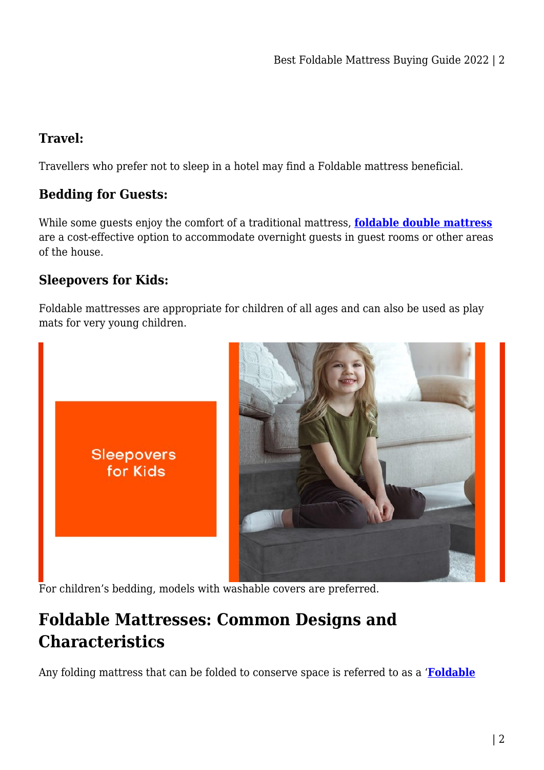### Travel:

Travellers who prefer not to sleep in a hotel may find a Foldable mattress beneficial.

### Bedding for Guests:

While some guests enjoy the comfort of a traditional mattress, **foldable double mattress** are a cost-effective option to accommodate overnight guests in guest rooms or other areas of the house.

### Sleepovers for Kids:

Foldable mattresses are appropriate for children of all ages and can also be used as play mats for very young children.

For children's bedding, models with washable covers are preferred.

## Foldable Mattresses: Common Designs and Characteristics

Any folding mattress that can be folded to conserve space is referred to as a '**Foldable**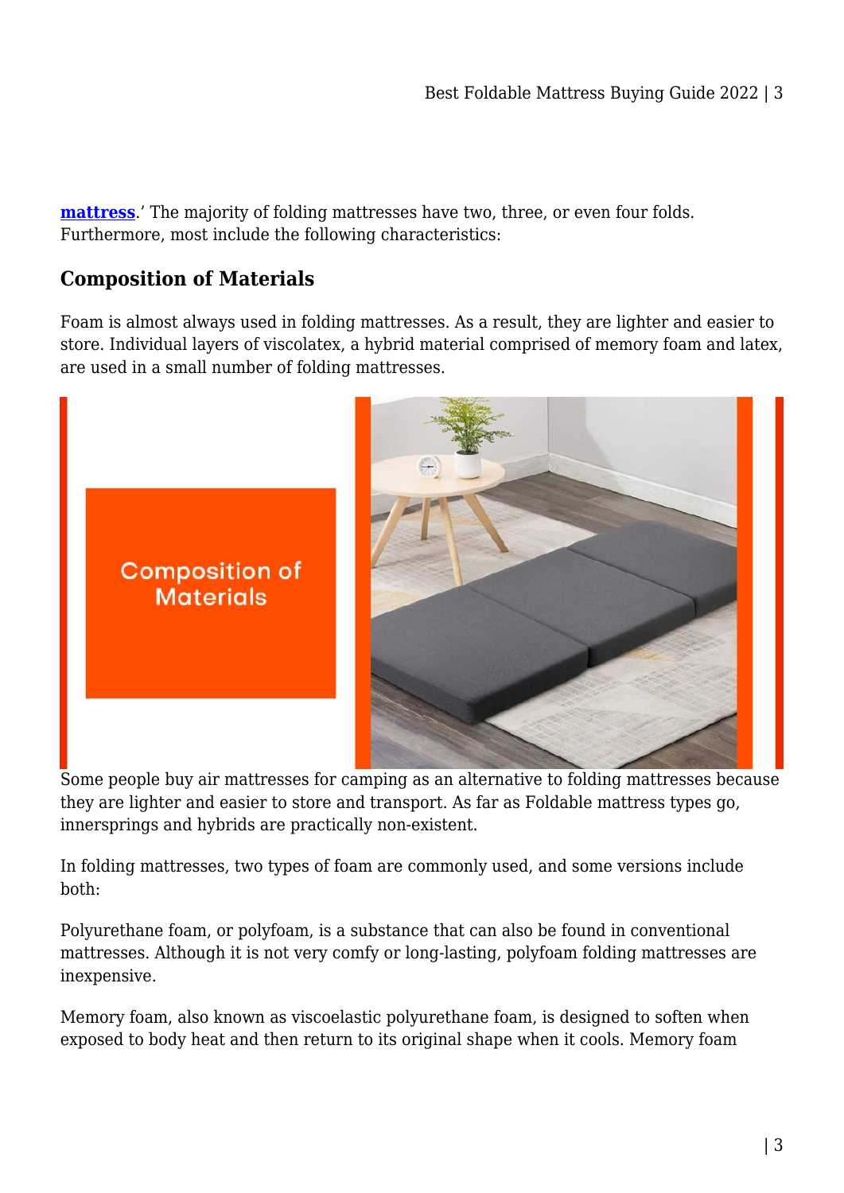**mattress**.' The majority of folding mattresses have two, three, or even four folds. Furthermore, most include the following characteristics:

## Composition of Materials

Foam is almost always used in folding mattresses. As a result, they are lighter and easier to store. Individual layers of viscolatex, a hybrid material comprised of memory foam and latex, are used in a small number of folding mattresses.

Some people buy air mattresses for camping as an alternative to folding mattresses because they are lighter and easier to store and transport. As far as Foldable mattress types go, innersprings and hybrids are practically non-existent.

In folding mattresses, two types of foam are commonly used, and some versions include both:

Polyurethane foam, or polyfoam, is a substance that can also be found in conventional mattresses. Although it is not very comfy or long-lasting, polyfoam folding mattresses are inexpensive.

Memory foam, also known as viscoelastic polyurethane foam, is designed to soften when exposed to body heat and then return to its original shape when it cools. Memory foam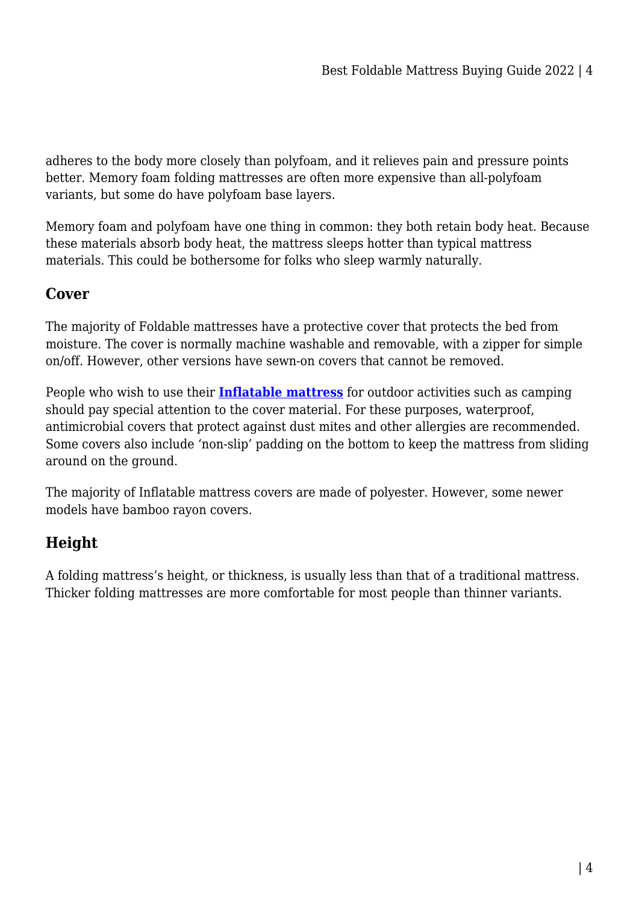adheres to the body more closely than polyfoam, and it relieves pain and pressure points better. Memory foam folding mattresses are often more expensive than all-polyfoam variants, but some do have polyfoam base layers.

Memory foam and polyfoam have one thing in common: they both retain body heat. Because these materials absorb body heat, the mattress sleeps hotter than typical mattress materials. This could be bothersome for folks who sleep warmly naturally.

## Cover

The majority of Foldable mattresses have a protective cover that protects the bed from moisture. The cover is normally machine washable and removable, with a zipper for simple on/off. However, other versions have sewn-on covers that cannot be removed.

People who wish to use their **Inflatable mattress** for outdoor activities such as camping should pay special attention to the cover material. For these purposes, waterproof, antimicrobial covers that protect against dust mites and other allergies are recommended. Some covers also include 'non-slip' padding on the bottom to keep the mattress from sliding around on the ground.

The majority of Inflatable mattress covers are made of polyester. However, some newer models have bamboo rayon covers.

## Height

A folding mattress's height, or thickness, is usually less than that of a traditional mattress. Thicker folding mattresses are more comfortable for most people than thinner variants.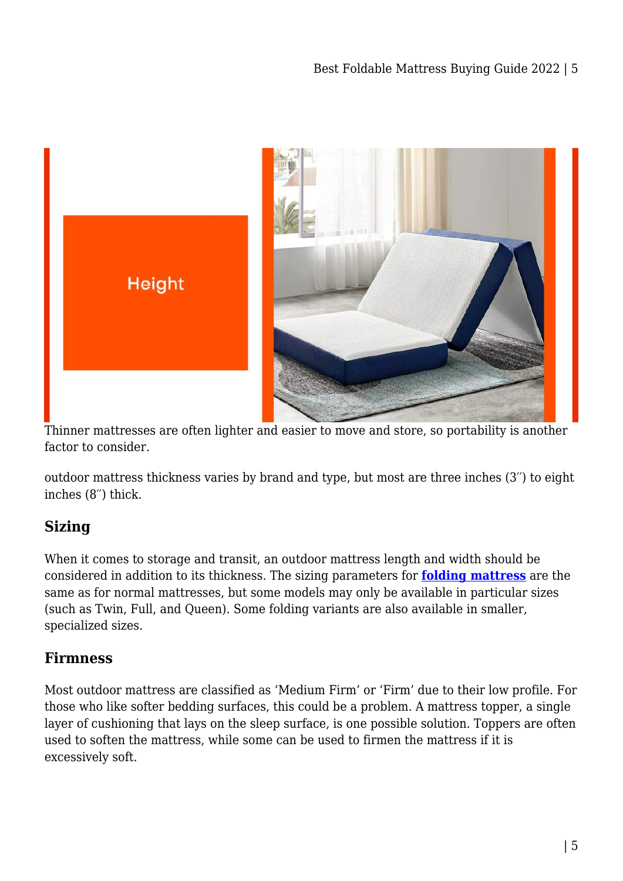Thinner mattresses are often lighter and easier to move and store, so portability is another factor to consider.

outdoor mattress thickness varies by brand and type, but most are three inches (3″) to eight inches (8″) thick.

## Sizing

When it comes to storage and transit, an outdoor mattress length and width should be considered in addition to its thickness. The sizing parameters for **folding mattress** are the same as for normal mattresses, but some models may only be available in particular sizes (such as Twin, Full, and Queen). Some folding variants are also available in smaller, specialized sizes.

## Firmness

Most outdoor mattress are classified as 'Medium Firm' or 'Firm' due to their low profile. For those who like softer bedding surfaces, this could be a problem. A mattress topper, a single layer of cushioning that lays on the sleep surface, is one possible solution. Toppers are often used to soften the mattress, while some can be used to firmen the mattress if it is excessively soft.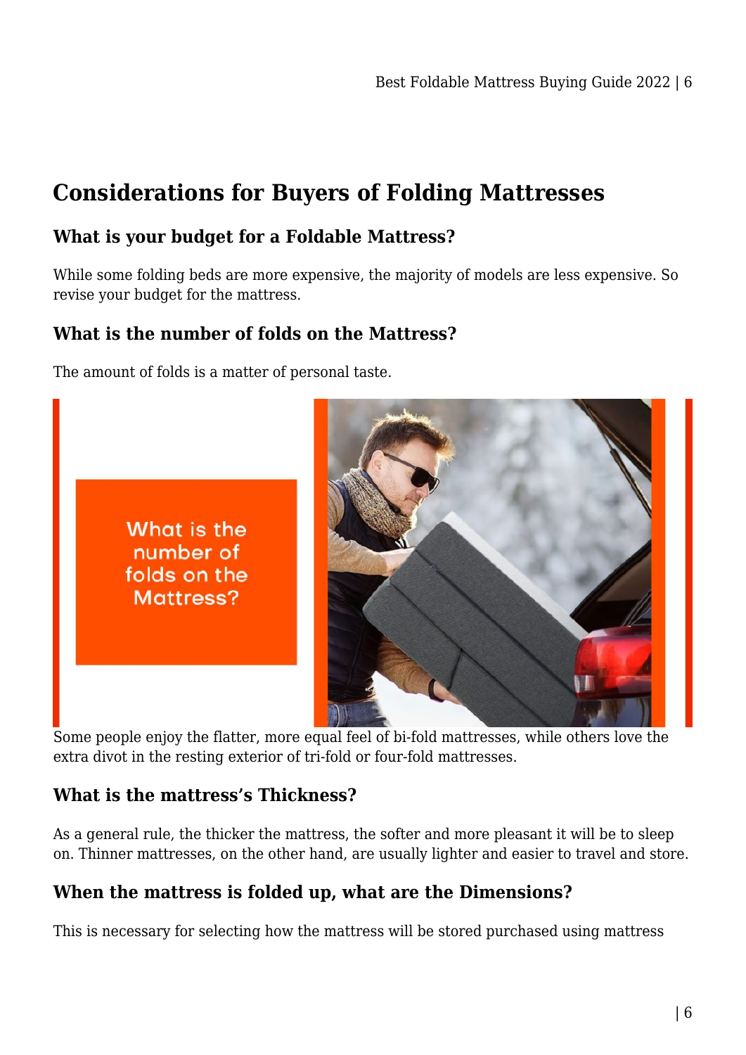## Considerations for Buyers of Folding Mattresses

### What is your budget for a Foldable Mattress?

While some folding beds are more expensive, the majority of models are less expensive. So revise your budget for the mattress.

### What is the number of folds on the Mattress?

The amount of folds is a matter of personal taste.

Some people enjoy the flatter, more equal feel of bi-fold mattresses, while others love the extra divot in the resting exterior of tri-fold or four-fold mattresses.

### What is the mattress's Thickness?

As a general rule, the thicker the mattress, the softer and more pleasant it will be to sleep on. Thinner mattresses, on the other hand, are usually lighter and easier to travel and store.

### When the mattress is folded up, what are the Dimensions?

This is necessary for selecting how the mattress will be stored purchased using mattress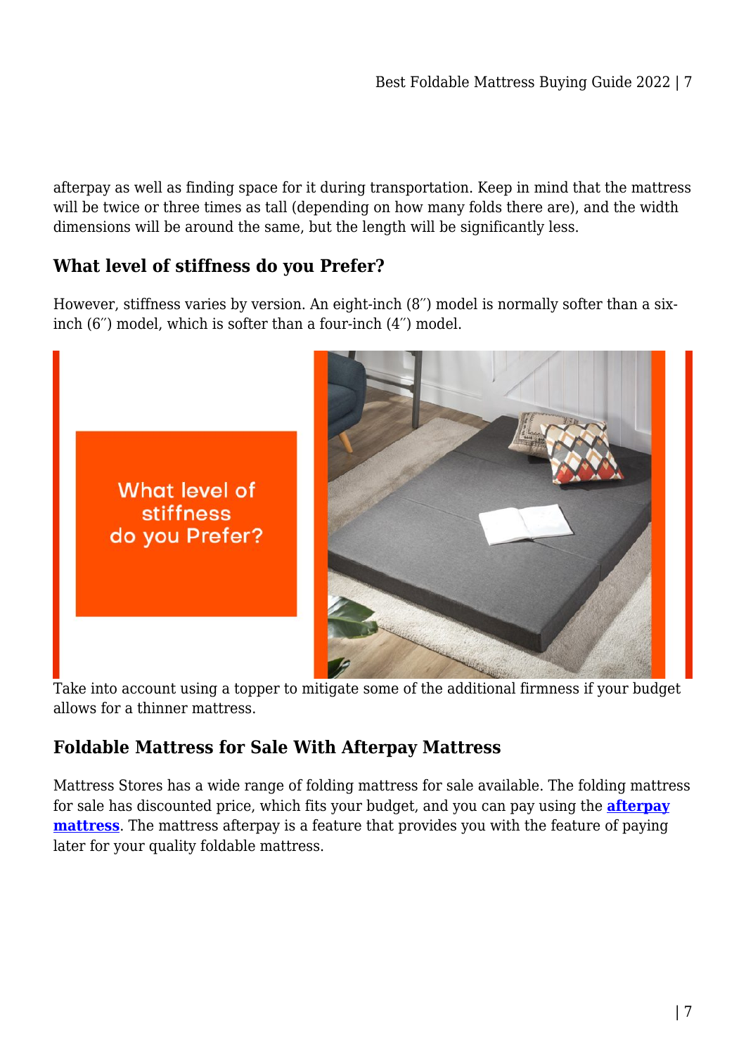afterpay as well as finding space for it during transportation. Keep in mind that the mattress will be twice or three times as tall (depending on how many folds there are), and the width dimensions will be around the same, but the length will be significantly less.

## What level of stiffness do you Prefer?

However, stiffness varies by version. An eight-inch (8″) model is normally softer than a six-inch (6″) model, which is softer than a four-inch (4″) model.

Take into account using a topper to mitigate some of the additional firmness if your budget allows for a thinner mattress.

## Foldable Mattress for Sale With Afterpay Mattress

Mattress Stores has a wide range of folding mattress for sale available. The folding mattress for sale has discounted price, which fits your budget, and you can pay using the **afterpay mattress**. The mattress afterpay is a feature that provides you with the feature of paying later for your quality foldable mattress.